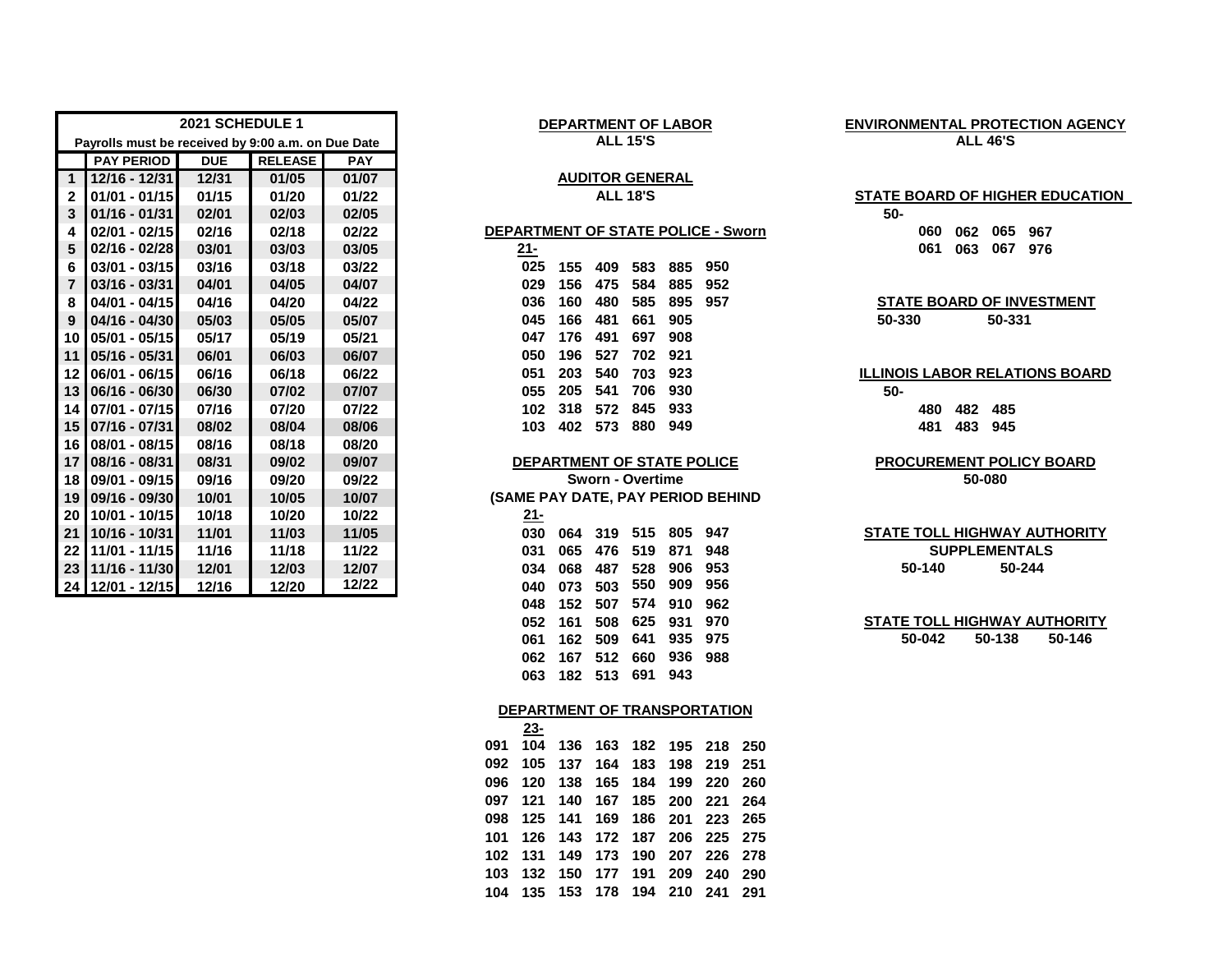| | 2021 SCHEDULE 1 | | | |
|---|---|---|---|---|
| | Payrolls must be received by 9:00 a.m. on Due Date | | | |
| | PAY PERIOD | DUE | RELEASE | PAY |
| 1 | 12/16 - 12/31 | 12/31 | 01/05 | 01/07 |
| 2 | 01/01 - 01/15 | 01/15 | 01/20 | 01/22 |
| 3 | 01/16 - 01/31 | 02/01 | 02/03 | 02/05 |
| 4 | 02/01 - 02/15 | 02/16 | 02/18 | 02/22 |
| 5 | 02/16 - 02/28 | 03/01 | 03/03 | 03/05 |
| 6 | 03/01 - 03/15 | 03/16 | 03/18 | 03/22 |
| 7 | 03/16 - 03/31 | 04/01 | 04/05 | 04/07 |
| 8 | 04/01 - 04/15 | 04/16 | 04/20 | 04/22 |
| 9 | 04/16 - 04/30 | 05/03 | 05/05 | 05/07 |
| 10 | 05/01 - 05/15 | 05/17 | 05/19 | 05/21 |
| 11 | 05/16 - 05/31 | 06/01 | 06/03 | 06/07 |
| 12 | 06/01 - 06/15 | 06/16 | 06/18 | 06/22 |
| 13 | 06/16 - 06/30 | 06/30 | 07/02 | 07/07 |
| 14 | 07/01 - 07/15 | 07/16 | 07/20 | 07/22 |
| 15 | 07/16 - 07/31 | 08/02 | 08/04 | 08/06 |
| 16 | 08/01 - 08/15 | 08/16 | 08/18 | 08/20 |
| 17 | 08/16 - 08/31 | 08/31 | 09/02 | 09/07 |
| 18 | 09/01 - 09/15 | 09/16 | 09/20 | 09/22 |
| 19 | 09/16 - 09/30 | 10/01 | 10/05 | 10/07 |
| 20 | 10/01 - 10/15 | 10/18 | 10/20 | 10/22 |
| 21 | 10/16 - 10/31 | 11/01 | 11/03 | 11/05 |
| 22 | 11/01 - 11/15 | 11/16 | 11/18 | 11/22 |
| 23 | 11/16 - 11/30 | 12/01 | 12/03 | 12/07 |
| 24 | 12/01 - 12/15 | 12/16 | 12/20 | 12/22 |

**DEPARTMENT OF LABOR**

**ALL 15'S**

**AUDITOR GENERAL**

**ALL 18'S**

**DEPARTMENT OF STATE POLICE - Sworn**

**21-**

| | | | | | |
|---|---|---|---|---|---|
| 025 | 155 | 409 | 583 | 885 | 950 |
| 029 | 156 | 475 | 584 | 885 | 952 |
| 036 | 160 | 480 | 585 | 895 | 957 |
| 045 | 166 | 481 | 661 | 905 | |
| 047 | 176 | 491 | 697 | 908 | |
| 050 | 196 | 527 | 702 | 921 | |
| 051 | 203 | 540 | 703 | 923 | |
| 055 | 205 | 541 | 706 | 930 | |
| 102 | 318 | 572 | 845 | 933 | |
| 103 | 402 | 573 | 880 | 949 | |

**DEPARTMENT OF STATE POLICE**

**Sworn - Overtime**

**(SAME PAY DATE, PAY PERIOD BEHIND**

**21-**

| | | | | | |
|---|---|---|---|---|---|
| 030 | 064 | 319 | 515 | 805 | 947 |
| 031 | 065 | 476 | 519 | 871 | 948 |
| 034 | 068 | 487 | 528 | 906 | 953 |
| 040 | 073 | 503 | 550 | 909 | 956 |
| 048 | 152 | 507 | 574 | 910 | 962 |
| 052 | 161 | 508 | 625 | 931 | 970 |
| 061 | 162 | 509 | 641 | 935 | 975 |
| 062 | 167 | 512 | 660 | 936 | 988 |
| 063 | 182 | 513 | 691 | 943 | |

**DEPARTMENT OF TRANSPORTATION**

**23-**

| | | | | | | | |
|---|---|---|---|---|---|---|---|
| 091 | 104 | 136 | 163 | 182 | 195 | 218 | 250 |
| 092 | 105 | 137 | 164 | 183 | 198 | 219 | 251 |
| 096 | 120 | 138 | 165 | 184 | 199 | 220 | 260 |
| 097 | 121 | 140 | 167 | 185 | 200 | 221 | 264 |
| 098 | 125 | 141 | 169 | 186 | 201 | 223 | 265 |
| 101 | 126 | 143 | 172 | 187 | 206 | 225 | 275 |
| 102 | 131 | 149 | 173 | 190 | 207 | 226 | 278 |
| 103 | 132 | 150 | 177 | 191 | 209 | 240 | 290 |
| 104 | 135 | 153 | 178 | 194 | 210 | 241 | 291 |

**ENVIRONMENTAL PROTECTION AGENCY**

**ALL 46'S**

**STATE BOARD OF HIGHER EDUCATION**

**50-**

| | | | |
|---|---|---|---|
| 060 | 062 | 065 | 967 |
| 061 | 063 | 067 | 976 |

**STATE BOARD OF INVESTMENT**

50-330 &nbsp;&nbsp; 50-331

**ILLINOIS LABOR RELATIONS BOARD**

**50-**

| | | |
|---|---|---|
| 480 | 482 | 485 |
| 481 | 483 | 945 |

**PROCUREMENT POLICY BOARD**

50-080

**STATE TOLL HIGHWAY AUTHORITY**

**SUPPLEMENTALS**

50-140 &nbsp;&nbsp; 50-244

**STATE TOLL HIGHWAY AUTHORITY**

50-042 &nbsp;&nbsp; 50-138 &nbsp;&nbsp; 50-146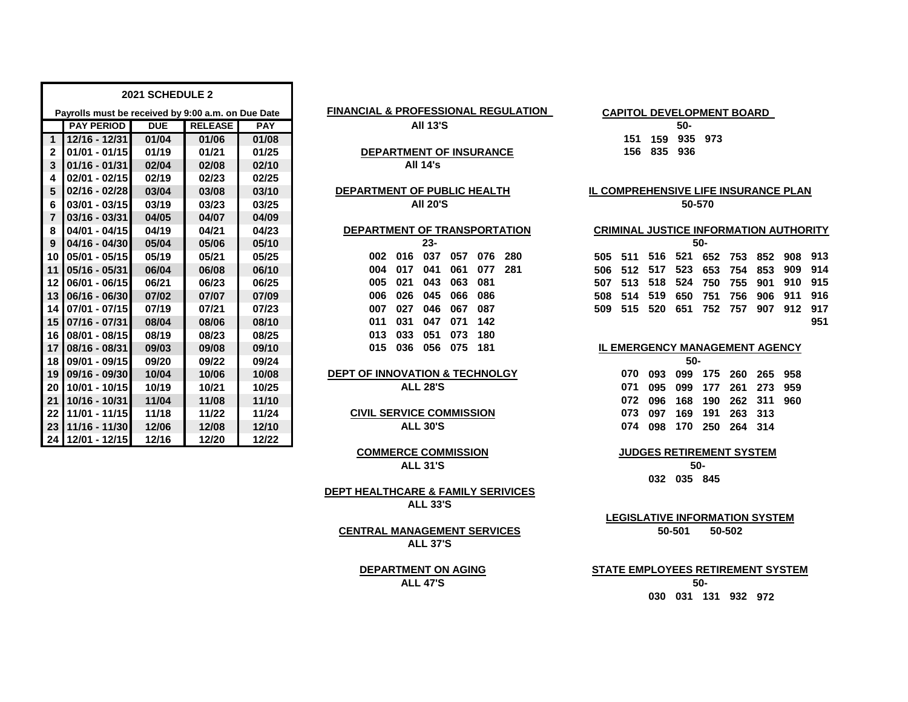## 2021 SCHEDULE 2

Payrolls must be received by 9:00 a.m. on Due Date

| | PAY PERIOD | DUE | RELEASE | PAY |
|---|---|---|---|---|
| 1 | 12/16 - 12/31 | 01/04 | 01/06 | 01/08 |
| 2 | 01/01 - 01/15 | 01/19 | 01/21 | 01/25 |
| 3 | 01/16 - 01/31 | 02/04 | 02/08 | 02/10 |
| 4 | 02/01 - 02/15 | 02/19 | 02/23 | 02/25 |
| 5 | 02/16 - 02/28 | 03/04 | 03/08 | 03/10 |
| 6 | 03/01 - 03/15 | 03/19 | 03/23 | 03/25 |
| 7 | 03/16 - 03/31 | 04/05 | 04/07 | 04/09 |
| 8 | 04/01 - 04/15 | 04/19 | 04/21 | 04/23 |
| 9 | 04/16 - 04/30 | 05/04 | 05/06 | 05/10 |
| 10 | 05/01 - 05/15 | 05/19 | 05/21 | 05/25 |
| 11 | 05/16 - 05/31 | 06/04 | 06/08 | 06/10 |
| 12 | 06/01 - 06/15 | 06/21 | 06/23 | 06/25 |
| 13 | 06/16 - 06/30 | 07/02 | 07/07 | 07/09 |
| 14 | 07/01 - 07/15 | 07/19 | 07/21 | 07/23 |
| 15 | 07/16 - 07/31 | 08/04 | 08/06 | 08/10 |
| 16 | 08/01 - 08/15 | 08/19 | 08/23 | 08/25 |
| 17 | 08/16 - 08/31 | 09/03 | 09/08 | 09/10 |
| 18 | 09/01 - 09/15 | 09/20 | 09/22 | 09/24 |
| 19 | 09/16 - 09/30 | 10/04 | 10/06 | 10/08 |
| 20 | 10/01 - 10/15 | 10/19 | 10/21 | 10/25 |
| 21 | 10/16 - 10/31 | 11/04 | 11/08 | 11/10 |
| 22 | 11/01 - 11/15 | 11/18 | 11/22 | 11/24 |
| 23 | 11/16 - 11/30 | 12/06 | 12/08 | 12/10 |
| 24 | 12/01 - 12/15 | 12/16 | 12/20 | 12/22 |

**FINANCIAL & PROFESSIONAL REGULATION**
**All 13'S**

**DEPARTMENT OF INSURANCE**
**All 14's**

**DEPARTMENT OF PUBLIC HEALTH**
**All 20'S**

**DEPARTMENT OF TRANSPORTATION**
**23-**

| | | | | | |
|---|---|---|---|---|---|
| 002 | 016 | 037 | 057 | 076 | 280 |
| 004 | 017 | 041 | 061 | 077 | 281 |
| 005 | 021 | 043 | 063 | 081 | |
| 006 | 026 | 045 | 066 | 086 | |
| 007 | 027 | 046 | 067 | 087 | |
| 011 | 031 | 047 | 071 | 142 | |
| 013 | 033 | 051 | 073 | 180 | |
| 015 | 036 | 056 | 075 | 181 | |

**DEPT OF INNOVATION & TECHNOLGY**
**ALL 28'S**

**CIVIL SERVICE COMMISSION**
**ALL 30'S**

**COMMERCE COMMISSION**
**ALL 31'S**

**DEPT HEALTHCARE & FAMILY SERIVICES**
**ALL 33'S**

**CENTRAL MANAGEMENT SERVICES**
**ALL 37'S**

**DEPARTMENT ON AGING**
**ALL 47'S**

**CAPITOL DEVELOPMENT BOARD**
**50-**

151 159 935 973
156 835 936

**IL COMPREHENSIVE LIFE INSURANCE PLAN**
**50-570**

**CRIMINAL JUSTICE INFORMATION AUTHORITY**
**50-**

| | | | | | | | | |
|---|---|---|---|---|---|---|---|---|
| 505 | 511 | 516 | 521 | 652 | 753 | 852 | 908 | 913 |
| 506 | 512 | 517 | 523 | 653 | 754 | 853 | 909 | 914 |
| 507 | 513 | 518 | 524 | 750 | 755 | 901 | 910 | 915 |
| 508 | 514 | 519 | 650 | 751 | 756 | 906 | 911 | 916 |
| 509 | 515 | 520 | 651 | 752 | 757 | 907 | 912 | 917 |
| | | | | | | | | 951 |

**IL EMERGENCY MANAGEMENT AGENCY**
**50-**

| | | | | | | |
|---|---|---|---|---|---|---|
| 070 | 093 | 099 | 175 | 260 | 265 | 958 |
| 071 | 095 | 099 | 177 | 261 | 273 | 959 |
| 072 | 096 | 168 | 190 | 262 | 311 | 960 |
| 073 | 097 | 169 | 191 | 263 | 313 | |
| 074 | 098 | 170 | 250 | 264 | 314 | |

**JUDGES RETIREMENT SYSTEM**
**50-**

032 035 845

**LEGISLATIVE INFORMATION SYSTEM**
**50-501 50-502**

**STATE EMPLOYEES RETIREMENT SYSTEM**
**50-**

030 031 131 932 972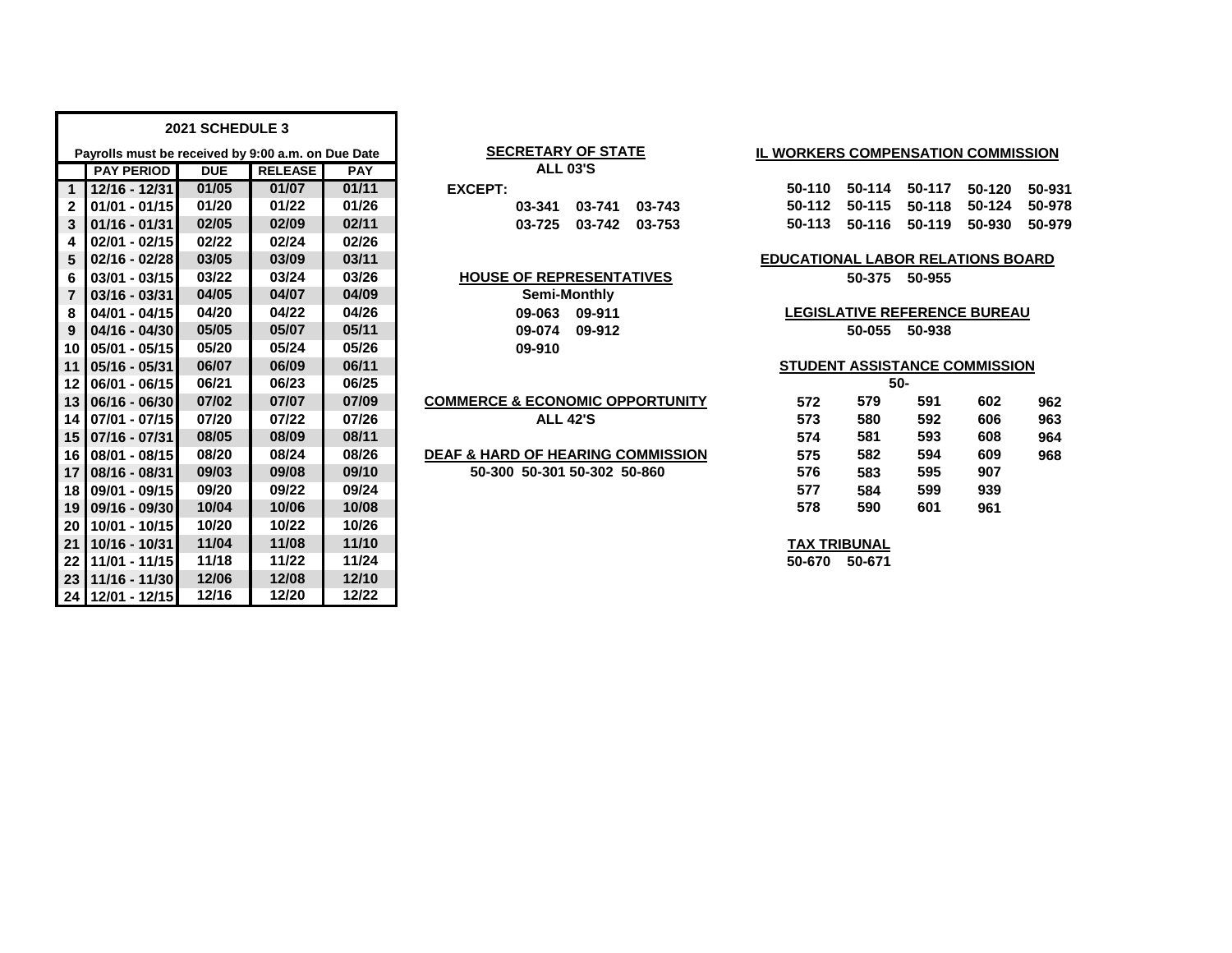## 2021 SCHEDULE 3

Payrolls must be received by 9:00 a.m. on Due Date

| | PAY PERIOD | DUE | RELEASE | PAY |
|---|---|---|---|---|
| 1 | 12/16 - 12/31 | 01/05 | 01/07 | 01/11 |
| 2 | 01/01 - 01/15 | 01/20 | 01/22 | 01/26 |
| 3 | 01/16 - 01/31 | 02/05 | 02/09 | 02/11 |
| 4 | 02/01 - 02/15 | 02/22 | 02/24 | 02/26 |
| 5 | 02/16 - 02/28 | 03/05 | 03/09 | 03/11 |
| 6 | 03/01 - 03/15 | 03/22 | 03/24 | 03/26 |
| 7 | 03/16 - 03/31 | 04/05 | 04/07 | 04/09 |
| 8 | 04/01 - 04/15 | 04/20 | 04/22 | 04/26 |
| 9 | 04/16 - 04/30 | 05/05 | 05/07 | 05/11 |
| 10 | 05/01 - 05/15 | 05/20 | 05/24 | 05/26 |
| 11 | 05/16 - 05/31 | 06/07 | 06/09 | 06/11 |
| 12 | 06/01 - 06/15 | 06/21 | 06/23 | 06/25 |
| 13 | 06/16 - 06/30 | 07/02 | 07/07 | 07/09 |
| 14 | 07/01 - 07/15 | 07/20 | 07/22 | 07/26 |
| 15 | 07/16 - 07/31 | 08/05 | 08/09 | 08/11 |
| 16 | 08/01 - 08/15 | 08/20 | 08/24 | 08/26 |
| 17 | 08/16 - 08/31 | 09/03 | 09/08 | 09/10 |
| 18 | 09/01 - 09/15 | 09/20 | 09/22 | 09/24 |
| 19 | 09/16 - 09/30 | 10/04 | 10/06 | 10/08 |
| 20 | 10/01 - 10/15 | 10/20 | 10/22 | 10/26 |
| 21 | 10/16 - 10/31 | 11/04 | 11/08 | 11/10 |
| 22 | 11/01 - 11/15 | 11/18 | 11/22 | 11/24 |
| 23 | 11/16 - 11/30 | 12/06 | 12/08 | 12/10 |
| 24 | 12/01 - 12/15 | 12/16 | 12/20 | 12/22 |

### SECRETARY OF STATE

**ALL 03'S**

**EXCEPT:**

03-341 03-741 03-743
03-725 03-742 03-753

### HOUSE OF REPRESENTATIVES

**Semi-Monthly**

09-063 09-911
09-074 09-912
09-910

### COMMERCE & ECONOMIC OPPORTUNITY

**ALL 42'S**

### DEAF & HARD OF HEARING COMMISSION

50-300 50-301 50-302 50-860

### IL WORKERS COMPENSATION COMMISSION

50-110 50-114 50-117 50-120 50-931
50-112 50-115 50-118 50-124 50-978
50-113 50-116 50-119 50-930 50-979

### EDUCATIONAL LABOR RELATIONS BOARD

50-375 50-955

### LEGISLATIVE REFERENCE BUREAU

50-055 50-938

### STUDENT ASSISTANCE COMMISSION

50-

| | | | | |
|---|---|---|---|---|
| 572 | 579 | 591 | 602 | 962 |
| 573 | 580 | 592 | 606 | 963 |
| 574 | 581 | 593 | 608 | 964 |
| 575 | 582 | 594 | 609 | 968 |
| 576 | 583 | 595 | 907 | |
| 577 | 584 | 599 | 939 | |
| 578 | 590 | 601 | 961 | |

### TAX TRIBUNAL

50-670 50-671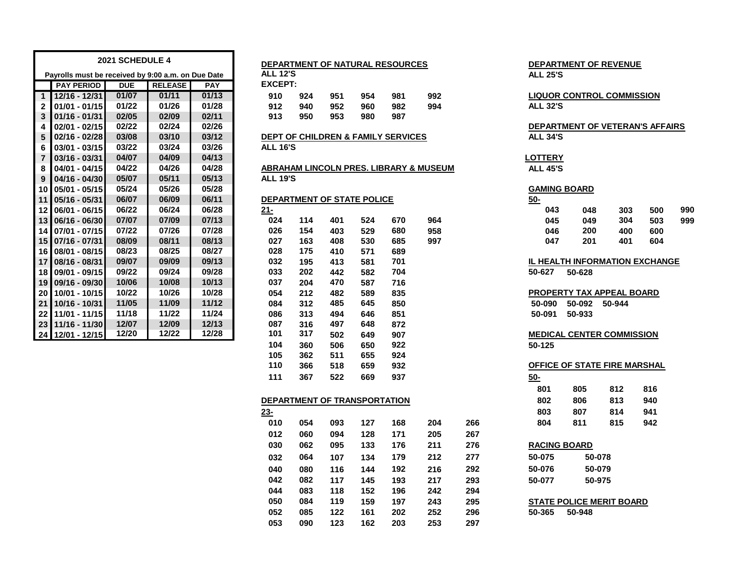| 2021 SCHEDULE 4 | | | | |
|---|---|---|---|---|
| Payrolls must be received by 9:00 a.m. on Due Date | | | | |
| | PAY PERIOD | DUE | RELEASE | PAY |
| 1 | 12/16 - 12/31 | 01/07 | 01/11 | 01/13 |
| 2 | 01/01 - 01/15 | 01/22 | 01/26 | 01/28 |
| 3 | 01/16 - 01/31 | 02/05 | 02/09 | 02/11 |
| 4 | 02/01 - 02/15 | 02/22 | 02/24 | 02/26 |
| 5 | 02/16 - 02/28 | 03/08 | 03/10 | 03/12 |
| 6 | 03/01 - 03/15 | 03/22 | 03/24 | 03/26 |
| 7 | 03/16 - 03/31 | 04/07 | 04/09 | 04/13 |
| 8 | 04/01 - 04/15 | 04/22 | 04/26 | 04/28 |
| 9 | 04/16 - 04/30 | 05/07 | 05/11 | 05/13 |
| 10 | 05/01 - 05/15 | 05/24 | 05/26 | 05/28 |
| 11 | 05/16 - 05/31 | 06/07 | 06/09 | 06/11 |
| 12 | 06/01 - 06/15 | 06/22 | 06/24 | 06/28 |
| 13 | 06/16 - 06/30 | 07/07 | 07/09 | 07/13 |
| 14 | 07/01 - 07/15 | 07/22 | 07/26 | 07/28 |
| 15 | 07/16 - 07/31 | 08/09 | 08/11 | 08/13 |
| 16 | 08/01 - 08/15 | 08/23 | 08/25 | 08/27 |
| 17 | 08/16 - 08/31 | 09/07 | 09/09 | 09/13 |
| 18 | 09/01 - 09/15 | 09/22 | 09/24 | 09/28 |
| 19 | 09/16 - 09/30 | 10/06 | 10/08 | 10/13 |
| 20 | 10/01 - 10/15 | 10/22 | 10/26 | 10/28 |
| 21 | 10/16 - 10/31 | 11/05 | 11/09 | 11/12 |
| 22 | 11/01 - 11/15 | 11/18 | 11/22 | 11/24 |
| 23 | 11/16 - 11/30 | 12/07 | 12/09 | 12/13 |
| 24 | 12/01 - 12/15 | 12/20 | 12/22 | 12/28 |

**DEPARTMENT OF NATURAL RESOURCES**

**ALL 12'S**

**EXCEPT:**

| | | | | | |
|---|---|---|---|---|---|
| 910 | 924 | 951 | 954 | 981 | 992 |
| 912 | 940 | 952 | 960 | 982 | 994 |
| 913 | 950 | 953 | 980 | 987 | |

**DEPT OF CHILDREN & FAMILY SERVICES**

**ALL 16'S**

**ABRAHAM LINCOLN PRES. LIBRARY & MUSEUM**

**ALL 19'S**

**DEPARTMENT OF STATE POLICE**

**21-**

| | | | | | |
|---|---|---|---|---|---|
| 024 | 114 | 401 | 524 | 670 | 964 |
| 026 | 154 | 403 | 529 | 680 | 958 |
| 027 | 163 | 408 | 530 | 685 | 997 |
| 028 | 175 | 410 | 571 | 689 | |
| 032 | 195 | 413 | 581 | 701 | |
| 033 | 202 | 442 | 582 | 704 | |
| 037 | 204 | 470 | 587 | 716 | |
| 054 | 212 | 482 | 589 | 835 | |
| 084 | 312 | 485 | 645 | 850 | |
| 086 | 313 | 494 | 646 | 851 | |
| 087 | 316 | 497 | 648 | 872 | |
| 101 | 317 | 502 | 649 | 907 | |
| 104 | 360 | 506 | 650 | 922 | |
| 105 | 362 | 511 | 655 | 924 | |
| 110 | 366 | 518 | 659 | 932 | |
| 111 | 367 | 522 | 669 | 937 | |

**DEPARTMENT OF TRANSPORTATION**

**23-**

| | | | | | | |
|---|---|---|---|---|---|---|
| 010 | 054 | 093 | 127 | 168 | 204 | 266 |
| 012 | 060 | 094 | 128 | 171 | 205 | 267 |
| 030 | 062 | 095 | 133 | 176 | 211 | 276 |
| 032 | 064 | 107 | 134 | 179 | 212 | 277 |
| 040 | 080 | 116 | 144 | 192 | 216 | 292 |
| 042 | 082 | 117 | 145 | 193 | 217 | 293 |
| 044 | 083 | 118 | 152 | 196 | 242 | 294 |
| 050 | 084 | 119 | 159 | 197 | 243 | 295 |
| 052 | 085 | 122 | 161 | 202 | 252 | 296 |
| 053 | 090 | 123 | 162 | 203 | 253 | 297 |

**DEPARTMENT OF REVENUE**

**ALL 25'S**

**LIQUOR CONTROL COMMISSION**

**ALL 32'S**

**DEPARTMENT OF VETERAN'S AFFAIRS**

**ALL 34'S**

**LOTTERY**

**ALL 45'S**

**GAMING BOARD**

**50-**

| | | | | |
|---|---|---|---|---|
| 043 | 048 | 303 | 500 | 990 |
| 045 | 049 | 304 | 503 | 999 |
| 046 | 200 | 400 | 600 | |
| 047 | 201 | 401 | 604 | |

**IL HEALTH INFORMATION EXCHANGE**

**50-627 50-628**

**PROPERTY TAX APPEAL BOARD**

**50-090 50-092 50-944**

**50-091 50-933**

**MEDICAL CENTER COMMISSION**

**50-125**

**OFFICE OF STATE FIRE MARSHAL**

**50-**

| | | | |
|---|---|---|---|
| 801 | 805 | 812 | 816 |
| 802 | 806 | 813 | 940 |
| 803 | 807 | 814 | 941 |
| 804 | 811 | 815 | 942 |

**RACING BOARD**

| | |
|---|---|
| 50-075 | 50-078 |
| 50-076 | 50-079 |
| 50-077 | 50-975 |

**STATE POLICE MERIT BOARD**

**50-365 50-948**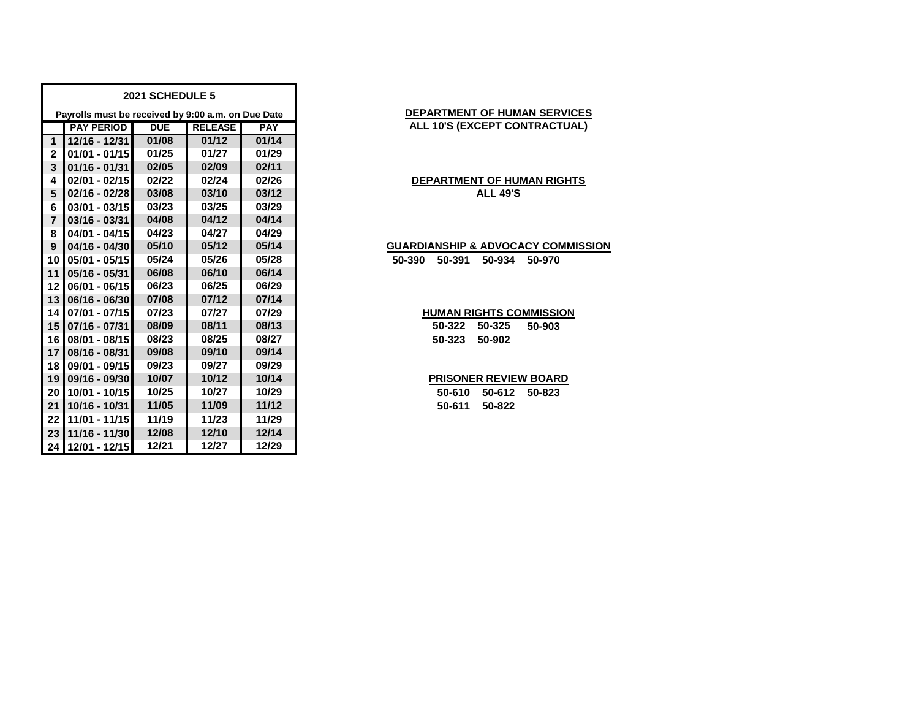## 2021 SCHEDULE 5

Payrolls must be received by 9:00 a.m. on Due Date

| | PAY PERIOD | DUE | RELEASE | PAY |
|---|---|---|---|---|
| 1 | 12/16 - 12/31 | 01/08 | 01/12 | 01/14 |
| 2 | 01/01 - 01/15 | 01/25 | 01/27 | 01/29 |
| 3 | 01/16 - 01/31 | 02/05 | 02/09 | 02/11 |
| 4 | 02/01 - 02/15 | 02/22 | 02/24 | 02/26 |
| 5 | 02/16 - 02/28 | 03/08 | 03/10 | 03/12 |
| 6 | 03/01 - 03/15 | 03/23 | 03/25 | 03/29 |
| 7 | 03/16 - 03/31 | 04/08 | 04/12 | 04/14 |
| 8 | 04/01 - 04/15 | 04/23 | 04/27 | 04/29 |
| 9 | 04/16 - 04/30 | 05/10 | 05/12 | 05/14 |
| 10 | 05/01 - 05/15 | 05/24 | 05/26 | 05/28 |
| 11 | 05/16 - 05/31 | 06/08 | 06/10 | 06/14 |
| 12 | 06/01 - 06/15 | 06/23 | 06/25 | 06/29 |
| 13 | 06/16 - 06/30 | 07/08 | 07/12 | 07/14 |
| 14 | 07/01 - 07/15 | 07/23 | 07/27 | 07/29 |
| 15 | 07/16 - 07/31 | 08/09 | 08/11 | 08/13 |
| 16 | 08/01 - 08/15 | 08/23 | 08/25 | 08/27 |
| 17 | 08/16 - 08/31 | 09/08 | 09/10 | 09/14 |
| 18 | 09/01 - 09/15 | 09/23 | 09/27 | 09/29 |
| 19 | 09/16 - 09/30 | 10/07 | 10/12 | 10/14 |
| 20 | 10/01 - 10/15 | 10/25 | 10/27 | 10/29 |
| 21 | 10/16 - 10/31 | 11/05 | 11/09 | 11/12 |
| 22 | 11/01 - 11/15 | 11/19 | 11/23 | 11/29 |
| 23 | 11/16 - 11/30 | 12/08 | 12/10 | 12/14 |
| 24 | 12/01 - 12/15 | 12/21 | 12/27 | 12/29 |

**DEPARTMENT OF HUMAN SERVICES**
**ALL 10'S (EXCEPT CONTRACTUAL)**

**DEPARTMENT OF HUMAN RIGHTS**
**ALL 49'S**

**GUARDIANSHIP & ADVOCACY COMMISSION**
50-390 50-391 50-934 50-970

**HUMAN RIGHTS COMMISSION**
50-322 50-325 50-903
50-323 50-902

**PRISONER REVIEW BOARD**
50-610 50-612 50-823
50-611 50-822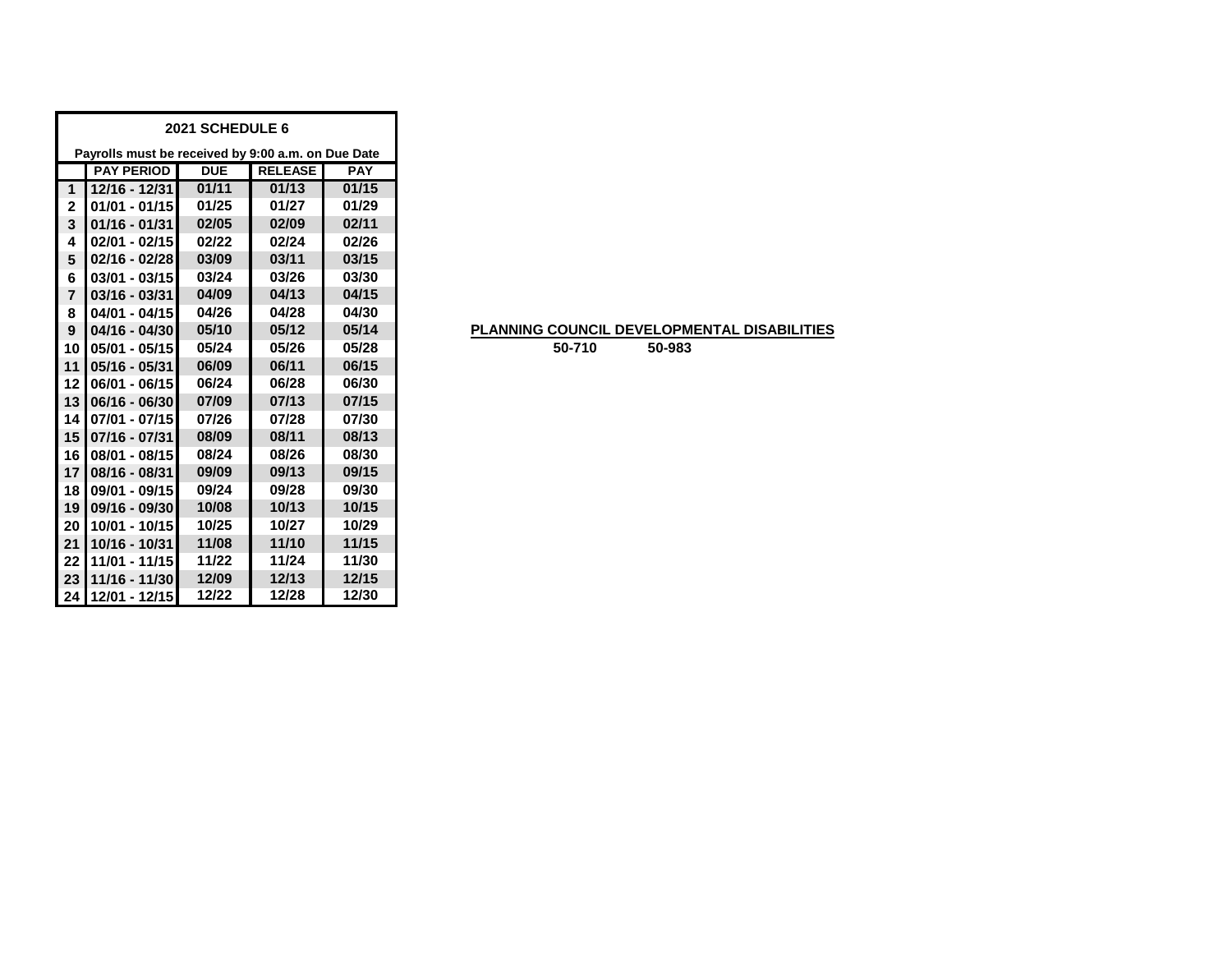**2021 SCHEDULE 6**

**Payrolls must be received by 9:00 a.m. on Due Date**

| | PAY PERIOD | DUE | RELEASE | PAY |
|---|---|---|---|---|
| 1 | 12/16 - 12/31 | 01/11 | 01/13 | 01/15 |
| 2 | 01/01 - 01/15 | 01/25 | 01/27 | 01/29 |
| 3 | 01/16 - 01/31 | 02/05 | 02/09 | 02/11 |
| 4 | 02/01 - 02/15 | 02/22 | 02/24 | 02/26 |
| 5 | 02/16 - 02/28 | 03/09 | 03/11 | 03/15 |
| 6 | 03/01 - 03/15 | 03/24 | 03/26 | 03/30 |
| 7 | 03/16 - 03/31 | 04/09 | 04/13 | 04/15 |
| 8 | 04/01 - 04/15 | 04/26 | 04/28 | 04/30 |
| 9 | 04/16 - 04/30 | 05/10 | 05/12 | 05/14 |
| 10 | 05/01 - 05/15 | 05/24 | 05/26 | 05/28 |
| 11 | 05/16 - 05/31 | 06/09 | 06/11 | 06/15 |
| 12 | 06/01 - 06/15 | 06/24 | 06/28 | 06/30 |
| 13 | 06/16 - 06/30 | 07/09 | 07/13 | 07/15 |
| 14 | 07/01 - 07/15 | 07/26 | 07/28 | 07/30 |
| 15 | 07/16 - 07/31 | 08/09 | 08/11 | 08/13 |
| 16 | 08/01 - 08/15 | 08/24 | 08/26 | 08/30 |
| 17 | 08/16 - 08/31 | 09/09 | 09/13 | 09/15 |
| 18 | 09/01 - 09/15 | 09/24 | 09/28 | 09/30 |
| 19 | 09/16 - 09/30 | 10/08 | 10/13 | 10/15 |
| 20 | 10/01 - 10/15 | 10/25 | 10/27 | 10/29 |
| 21 | 10/16 - 10/31 | 11/08 | 11/10 | 11/15 |
| 22 | 11/01 - 11/15 | 11/22 | 11/24 | 11/30 |
| 23 | 11/16 - 11/30 | 12/09 | 12/13 | 12/15 |
| 24 | 12/01 - 12/15 | 12/22 | 12/28 | 12/30 |

**PLANNING COUNCIL DEVELOPMENTAL DISABILITIES**

**50-710** **50-983**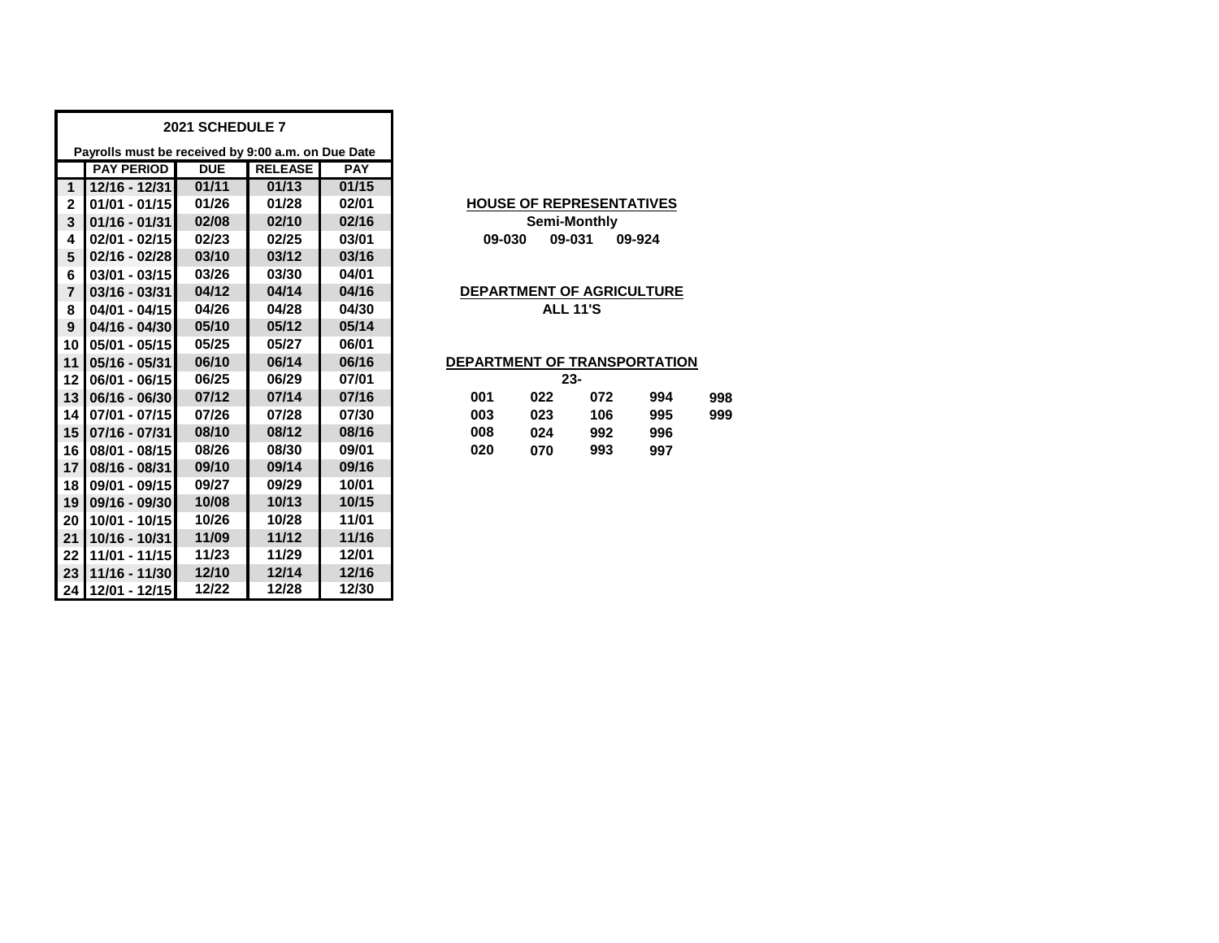## 2021 SCHEDULE 7

Payrolls must be received by 9:00 a.m. on Due Date

| | PAY PERIOD | DUE | RELEASE | PAY |
|---|---|---|---|---|
| 1 | 12/16 - 12/31 | 01/11 | 01/13 | 01/15 |
| 2 | 01/01 - 01/15 | 01/26 | 01/28 | 02/01 |
| 3 | 01/16 - 01/31 | 02/08 | 02/10 | 02/16 |
| 4 | 02/01 - 02/15 | 02/23 | 02/25 | 03/01 |
| 5 | 02/16 - 02/28 | 03/10 | 03/12 | 03/16 |
| 6 | 03/01 - 03/15 | 03/26 | 03/30 | 04/01 |
| 7 | 03/16 - 03/31 | 04/12 | 04/14 | 04/16 |
| 8 | 04/01 - 04/15 | 04/26 | 04/28 | 04/30 |
| 9 | 04/16 - 04/30 | 05/10 | 05/12 | 05/14 |
| 10 | 05/01 - 05/15 | 05/25 | 05/27 | 06/01 |
| 11 | 05/16 - 05/31 | 06/10 | 06/14 | 06/16 |
| 12 | 06/01 - 06/15 | 06/25 | 06/29 | 07/01 |
| 13 | 06/16 - 06/30 | 07/12 | 07/14 | 07/16 |
| 14 | 07/01 - 07/15 | 07/26 | 07/28 | 07/30 |
| 15 | 07/16 - 07/31 | 08/10 | 08/12 | 08/16 |
| 16 | 08/01 - 08/15 | 08/26 | 08/30 | 09/01 |
| 17 | 08/16 - 08/31 | 09/10 | 09/14 | 09/16 |
| 18 | 09/01 - 09/15 | 09/27 | 09/29 | 10/01 |
| 19 | 09/16 - 09/30 | 10/08 | 10/13 | 10/15 |
| 20 | 10/01 - 10/15 | 10/26 | 10/28 | 11/01 |
| 21 | 10/16 - 10/31 | 11/09 | 11/12 | 11/16 |
| 22 | 11/01 - 11/15 | 11/23 | 11/29 | 12/01 |
| 23 | 11/16 - 11/30 | 12/10 | 12/14 | 12/16 |
| 24 | 12/01 - 12/15 | 12/22 | 12/28 | 12/30 |

**HOUSE OF REPRESENTATIVES**

**Semi-Monthly**

**09-030 09-031 09-924**

**DEPARTMENT OF AGRICULTURE**

**ALL 11'S**

**DEPARTMENT OF TRANSPORTATION**

**23-**

| | | | | |
|---|---|---|---|---|
| 001 | 022 | 072 | 994 | 998 |
| 003 | 023 | 106 | 995 | 999 |
| 008 | 024 | 992 | 996 | |
| 020 | 070 | 993 | 997 | |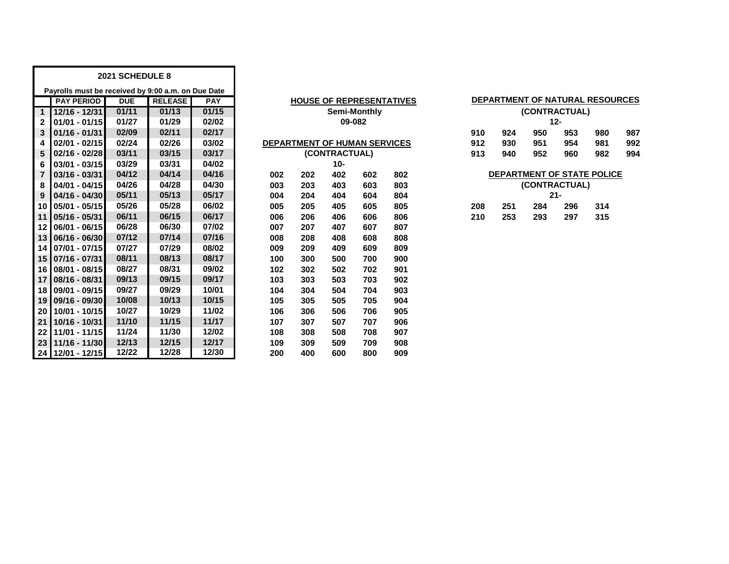| 2021 SCHEDULE 8 | | | | |
|---|---|---|---|---|
| Payrolls must be received by 9:00 a.m. on Due Date | | | | |
| | PAY PERIOD | DUE | RELEASE | PAY |
| 1 | 12/16 - 12/31 | 01/11 | 01/13 | 01/15 |
| 2 | 01/01 - 01/15 | 01/27 | 01/29 | 02/02 |
| 3 | 01/16 - 01/31 | 02/09 | 02/11 | 02/17 |
| 4 | 02/01 - 02/15 | 02/24 | 02/26 | 03/02 |
| 5 | 02/16 - 02/28 | 03/11 | 03/15 | 03/17 |
| 6 | 03/01 - 03/15 | 03/29 | 03/31 | 04/02 |
| 7 | 03/16 - 03/31 | 04/12 | 04/14 | 04/16 |
| 8 | 04/01 - 04/15 | 04/26 | 04/28 | 04/30 |
| 9 | 04/16 - 04/30 | 05/11 | 05/13 | 05/17 |
| 10 | 05/01 - 05/15 | 05/26 | 05/28 | 06/02 |
| 11 | 05/16 - 05/31 | 06/11 | 06/15 | 06/17 |
| 12 | 06/01 - 06/15 | 06/28 | 06/30 | 07/02 |
| 13 | 06/16 - 06/30 | 07/12 | 07/14 | 07/16 |
| 14 | 07/01 - 07/15 | 07/27 | 07/29 | 08/02 |
| 15 | 07/16 - 07/31 | 08/11 | 08/13 | 08/17 |
| 16 | 08/01 - 08/15 | 08/27 | 08/31 | 09/02 |
| 17 | 08/16 - 08/31 | 09/13 | 09/15 | 09/17 |
| 18 | 09/01 - 09/15 | 09/27 | 09/29 | 10/01 |
| 19 | 09/16 - 09/30 | 10/08 | 10/13 | 10/15 |
| 20 | 10/01 - 10/15 | 10/27 | 10/29 | 11/02 |
| 21 | 10/16 - 10/31 | 11/10 | 11/15 | 11/17 |
| 22 | 11/01 - 11/15 | 11/24 | 11/30 | 12/02 |
| 23 | 11/16 - 11/30 | 12/13 | 12/15 | 12/17 |
| 24 | 12/01 - 12/15 | 12/22 | 12/28 | 12/30 |

**HOUSE OF REPRESENTATIVES**

**Semi-Monthly**

**09-082**

**DEPARTMENT OF HUMAN SERVICES**

**(CONTRACTUAL)**

**10-**

| | | | | |
|---|---|---|---|---|
| 002 | 202 | 402 | 602 | 802 |
| 003 | 203 | 403 | 603 | 803 |
| 004 | 204 | 404 | 604 | 804 |
| 005 | 205 | 405 | 605 | 805 |
| 006 | 206 | 406 | 606 | 806 |
| 007 | 207 | 407 | 607 | 807 |
| 008 | 208 | 408 | 608 | 808 |
| 009 | 209 | 409 | 609 | 809 |
| 100 | 300 | 500 | 700 | 900 |
| 102 | 302 | 502 | 702 | 901 |
| 103 | 303 | 503 | 703 | 902 |
| 104 | 304 | 504 | 704 | 903 |
| 105 | 305 | 505 | 705 | 904 |
| 106 | 306 | 506 | 706 | 905 |
| 107 | 307 | 507 | 707 | 906 |
| 108 | 308 | 508 | 708 | 907 |
| 109 | 309 | 509 | 709 | 908 |
| 200 | 400 | 600 | 800 | 909 |

**DEPARTMENT OF NATURAL RESOURCES**

**(CONTRACTUAL)**

**12-**

| | | | | | |
|---|---|---|---|---|---|
| 910 | 924 | 950 | 953 | 980 | 987 |
| 912 | 930 | 951 | 954 | 981 | 992 |
| 913 | 940 | 952 | 960 | 982 | 994 |

**DEPARTMENT OF STATE POLICE**

**(CONTRACTUAL)**

**21-**

| | | | | |
|---|---|---|---|---|
| 208 | 251 | 284 | 296 | 314 |
| 210 | 253 | 293 | 297 | 315 |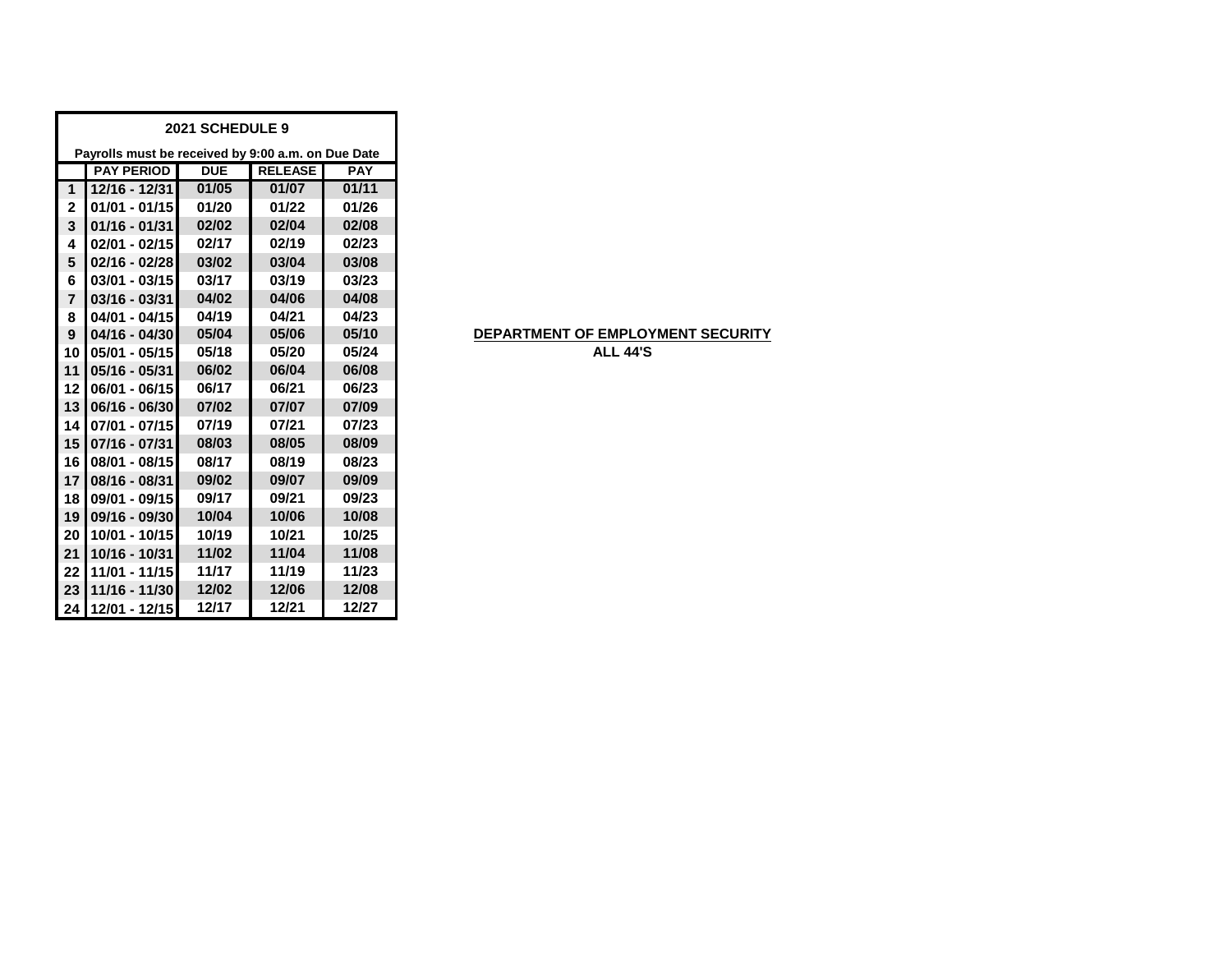## 2021 SCHEDULE 9

Payrolls must be received by 9:00 a.m. on Due Date

| | PAY PERIOD | DUE | RELEASE | PAY |
|---|---|---|---|---|
| 1 | 12/16 - 12/31 | 01/05 | 01/07 | 01/11 |
| 2 | 01/01 - 01/15 | 01/20 | 01/22 | 01/26 |
| 3 | 01/16 - 01/31 | 02/02 | 02/04 | 02/08 |
| 4 | 02/01 - 02/15 | 02/17 | 02/19 | 02/23 |
| 5 | 02/16 - 02/28 | 03/02 | 03/04 | 03/08 |
| 6 | 03/01 - 03/15 | 03/17 | 03/19 | 03/23 |
| 7 | 03/16 - 03/31 | 04/02 | 04/06 | 04/08 |
| 8 | 04/01 - 04/15 | 04/19 | 04/21 | 04/23 |
| 9 | 04/16 - 04/30 | 05/04 | 05/06 | 05/10 |
| 10 | 05/01 - 05/15 | 05/18 | 05/20 | 05/24 |
| 11 | 05/16 - 05/31 | 06/02 | 06/04 | 06/08 |
| 12 | 06/01 - 06/15 | 06/17 | 06/21 | 06/23 |
| 13 | 06/16 - 06/30 | 07/02 | 07/07 | 07/09 |
| 14 | 07/01 - 07/15 | 07/19 | 07/21 | 07/23 |
| 15 | 07/16 - 07/31 | 08/03 | 08/05 | 08/09 |
| 16 | 08/01 - 08/15 | 08/17 | 08/19 | 08/23 |
| 17 | 08/16 - 08/31 | 09/02 | 09/07 | 09/09 |
| 18 | 09/01 - 09/15 | 09/17 | 09/21 | 09/23 |
| 19 | 09/16 - 09/30 | 10/04 | 10/06 | 10/08 |
| 20 | 10/01 - 10/15 | 10/19 | 10/21 | 10/25 |
| 21 | 10/16 - 10/31 | 11/02 | 11/04 | 11/08 |
| 22 | 11/01 - 11/15 | 11/17 | 11/19 | 11/23 |
| 23 | 11/16 - 11/30 | 12/02 | 12/06 | 12/08 |
| 24 | 12/01 - 12/15 | 12/17 | 12/21 | 12/27 |

**DEPARTMENT OF EMPLOYMENT SECURITY**

**ALL 44'S**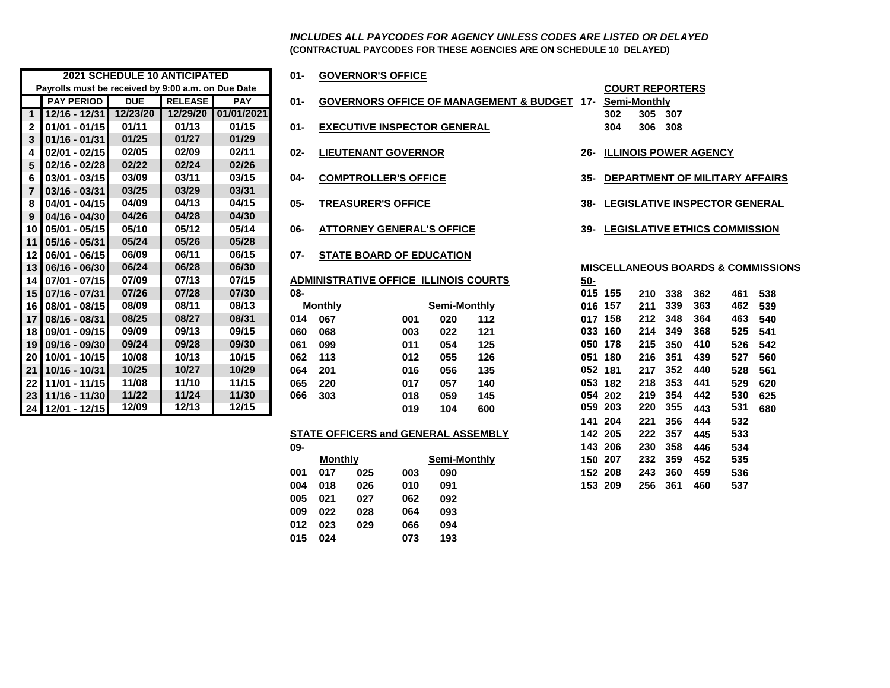***INCLUDES ALL PAYCODES FOR AGENCY UNLESS CODES ARE LISTED OR DELAYED***
**(CONTRACTUAL PAYCODES FOR THESE AGENCIES ARE ON SCHEDULE 10 DELAYED)**

| 2021 SCHEDULE 10 ANTICIPATED | | | | |
|---|---|---|---|---|
| Payrolls must be received by 9:00 a.m. on Due Date | | | | |
| | **PAY PERIOD** | **DUE** | **RELEASE** | **PAY** |
| 1 | 12/16 - 12/31 | 12/23/20 | 12/29/20 | 01/01/2021 |
| 2 | 01/01 - 01/15 | 01/11 | 01/13 | 01/15 |
| 3 | 01/16 - 01/31 | 01/25 | 01/27 | 01/29 |
| 4 | 02/01 - 02/15 | 02/05 | 02/09 | 02/11 |
| 5 | 02/16 - 02/28 | 02/22 | 02/24 | 02/26 |
| 6 | 03/01 - 03/15 | 03/09 | 03/11 | 03/15 |
| 7 | 03/16 - 03/31 | 03/25 | 03/29 | 03/31 |
| 8 | 04/01 - 04/15 | 04/09 | 04/13 | 04/15 |
| 9 | 04/16 - 04/30 | 04/26 | 04/28 | 04/30 |
| 10 | 05/01 - 05/15 | 05/10 | 05/12 | 05/14 |
| 11 | 05/16 - 05/31 | 05/24 | 05/26 | 05/28 |
| 12 | 06/01 - 06/15 | 06/09 | 06/11 | 06/15 |
| 13 | 06/16 - 06/30 | 06/24 | 06/28 | 06/30 |
| 14 | 07/01 - 07/15 | 07/09 | 07/13 | 07/15 |
| 15 | 07/16 - 07/31 | 07/26 | 07/28 | 07/30 |
| 16 | 08/01 - 08/15 | 08/09 | 08/11 | 08/13 |
| 17 | 08/16 - 08/31 | 08/25 | 08/27 | 08/31 |
| 18 | 09/01 - 09/15 | 09/09 | 09/13 | 09/15 |
| 19 | 09/16 - 09/30 | 09/24 | 09/28 | 09/30 |
| 20 | 10/01 - 10/15 | 10/08 | 10/13 | 10/15 |
| 21 | 10/16 - 10/31 | 10/25 | 10/27 | 10/29 |
| 22 | 11/01 - 11/15 | 11/08 | 11/10 | 11/15 |
| 23 | 11/16 - 11/30 | 11/22 | 11/24 | 11/30 |
| 24 | 12/01 - 12/15 | 12/09 | 12/13 | 12/15 |

**01- GOVERNOR'S OFFICE**

**01- GOVERNORS OFFICE OF MANAGEMENT & BUDGET**

**01- EXECUTIVE INSPECTOR GENERAL**

**02- LIEUTENANT GOVERNOR**

**04- COMPTROLLER'S OFFICE**

**05- TREASURER'S OFFICE**

**06- ATTORNEY GENERAL'S OFFICE**

**07- STATE BOARD OF EDUCATION**

**ADMINISTRATIVE OFFICE ILLINOIS COURTS**

**08-**

| Monthly | | Semi-Monthly | | |
|---|---|---|---|---|
| 014 | 067 | 001 | 020 | 112 |
| 060 | 068 | 003 | 022 | 121 |
| 061 | 099 | 011 | 054 | 125 |
| 062 | 113 | 012 | 055 | 126 |
| 064 | 201 | 016 | 056 | 135 |
| 065 | 220 | 017 | 057 | 140 |
| 066 | 303 | 018 | 059 | 145 |
| | | 019 | 104 | 600 |

**STATE OFFICERS and GENERAL ASSEMBLY**

**09-**

| Monthly | | | Semi-Monthly | |
|---|---|---|---|---|
| 001 | 017 | 025 | 003 | 090 |
| 004 | 018 | 026 | 010 | 091 |
| 005 | 021 | 027 | 062 | 092 |
| 009 | 022 | 028 | 064 | 093 |
| 012 | 023 | 029 | 066 | 094 |
| 015 | 024 | | 073 | 193 |

**COURT REPORTERS**

**17- Semi-Monthly**

| | | |
|---|---|---|
| 302 | 305 | 307 |
| 304 | 306 | 308 |

**26- ILLINOIS POWER AGENCY**

**35- DEPARTMENT OF MILITARY AFFAIRS**

**38- LEGISLATIVE INSPECTOR GENERAL**

**39- LEGISLATIVE ETHICS COMMISSION**

**MISCELLANEOUS BOARDS & COMMISSIONS**

**50-**

| | | | | | | | |
|---|---|---|---|---|---|---|---|
| 015 | 155 | 210 | 338 | 362 | 461 | 538 |
| 016 | 157 | 211 | 339 | 363 | 462 | 539 |
| 017 | 158 | 212 | 348 | 364 | 463 | 540 |
| 033 | 160 | 214 | 349 | 368 | 525 | 541 |
| 050 | 178 | 215 | 350 | 410 | 526 | 542 |
| 051 | 180 | 216 | 351 | 439 | 527 | 560 |
| 052 | 181 | 217 | 352 | 440 | 528 | 561 |
| 053 | 182 | 218 | 353 | 441 | 529 | 620 |
| 054 | 202 | 219 | 354 | 442 | 530 | 625 |
| 059 | 203 | 220 | 355 | 443 | 531 | 680 |
| 141 | 204 | 221 | 356 | 444 | 532 | |
| 142 | 205 | 222 | 357 | 445 | 533 | |
| 143 | 206 | 230 | 358 | 446 | 534 | |
| 150 | 207 | 232 | 359 | 452 | 535 | |
| 152 | 208 | 243 | 360 | 459 | 536 | |
| 153 | 209 | 256 | 361 | 460 | 537 | |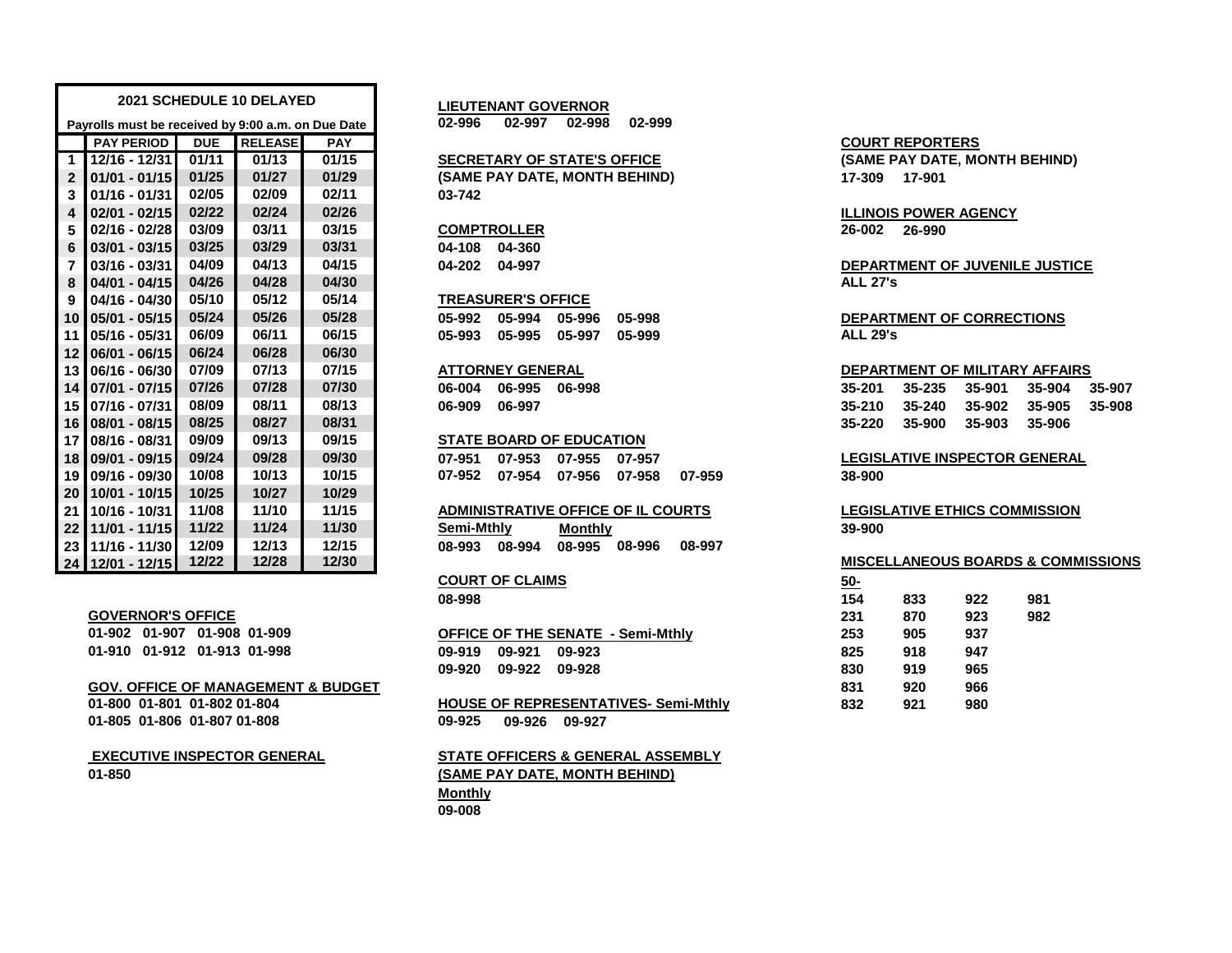## 2021 SCHEDULE 10 DELAYED

Payrolls must be received by 9:00 a.m. on Due Date

| | PAY PERIOD | DUE | RELEASE | PAY |
|---|---|---|---|---|
| 1 | 12/16 - 12/31 | 01/11 | 01/13 | 01/15 |
| 2 | 01/01 - 01/15 | 01/25 | 01/27 | 01/29 |
| 3 | 01/16 - 01/31 | 02/05 | 02/09 | 02/11 |
| 4 | 02/01 - 02/15 | 02/22 | 02/24 | 02/26 |
| 5 | 02/16 - 02/28 | 03/09 | 03/11 | 03/15 |
| 6 | 03/01 - 03/15 | 03/25 | 03/29 | 03/31 |
| 7 | 03/16 - 03/31 | 04/09 | 04/13 | 04/15 |
| 8 | 04/01 - 04/15 | 04/26 | 04/28 | 04/30 |
| 9 | 04/16 - 04/30 | 05/10 | 05/12 | 05/14 |
| 10 | 05/01 - 05/15 | 05/24 | 05/26 | 05/28 |
| 11 | 05/16 - 05/31 | 06/09 | 06/11 | 06/15 |
| 12 | 06/01 - 06/15 | 06/24 | 06/28 | 06/30 |
| 13 | 06/16 - 06/30 | 07/09 | 07/13 | 07/15 |
| 14 | 07/01 - 07/15 | 07/26 | 07/28 | 07/30 |
| 15 | 07/16 - 07/31 | 08/09 | 08/11 | 08/13 |
| 16 | 08/01 - 08/15 | 08/25 | 08/27 | 08/31 |
| 17 | 08/16 - 08/31 | 09/09 | 09/13 | 09/15 |
| 18 | 09/01 - 09/15 | 09/24 | 09/28 | 09/30 |
| 19 | 09/16 - 09/30 | 10/08 | 10/13 | 10/15 |
| 20 | 10/01 - 10/15 | 10/25 | 10/27 | 10/29 |
| 21 | 10/16 - 10/31 | 11/08 | 11/10 | 11/15 |
| 22 | 11/01 - 11/15 | 11/22 | 11/24 | 11/30 |
| 23 | 11/16 - 11/30 | 12/09 | 12/13 | 12/15 |
| 24 | 12/01 - 12/15 | 12/22 | 12/28 | 12/30 |

**GOVERNOR'S OFFICE**

01-902 01-907 01-908 01-909
01-910 01-912 01-913 01-998

**GOV. OFFICE OF MANAGEMENT & BUDGET**

01-800 01-801 01-802 01-804
01-805 01-806 01-807 01-808

**EXECUTIVE INSPECTOR GENERAL**

01-850

**LIEUTENANT GOVERNOR**

02-996 02-997 02-998 02-999

**SECRETARY OF STATE'S OFFICE**
**(SAME PAY DATE, MONTH BEHIND)**

03-742

**COMPTROLLER**

04-108 04-360
04-202 04-997

**TREASURER'S OFFICE**

05-992 05-994 05-996 05-998
05-993 05-995 05-997 05-999

**ATTORNEY GENERAL**

06-004 06-995 06-998
06-909 06-997

**STATE BOARD OF EDUCATION**

07-951 07-953 07-955 07-957
07-952 07-954 07-956 07-958 07-959

**ADMINISTRATIVE OFFICE OF IL COURTS**

Semi-Mthly: 08-993 08-994
Monthly: 08-995 08-996 08-997

**COURT OF CLAIMS**

08-998

**OFFICE OF THE SENATE - Semi-Mthly**

09-919 09-921 09-923
09-920 09-922 09-928

**HOUSE OF REPRESENTATIVES- Semi-Mthly**

09-925 09-926 09-927

**STATE OFFICERS & GENERAL ASSEMBLY**
**(SAME PAY DATE, MONTH BEHIND)**

Monthly

09-008

**COURT REPORTERS**
**(SAME PAY DATE, MONTH BEHIND)**

17-309 17-901

**ILLINOIS POWER AGENCY**

26-002 26-990

**DEPARTMENT OF JUVENILE JUSTICE**

ALL 27's

**DEPARTMENT OF CORRECTIONS**

ALL 29's

**DEPARTMENT OF MILITARY AFFAIRS**

35-201 35-235 35-901 35-904 35-907
35-210 35-240 35-902 35-905 35-908
35-220 35-900 35-903 35-906

**LEGISLATIVE INSPECTOR GENERAL**

38-900

**LEGISLATIVE ETHICS COMMISSION**

39-900

**MISCELLANEOUS BOARDS & COMMISSIONS**

50-

| | | | |
|---|---|---|---|
| 154 | 833 | 922 | 981 |
| 231 | 870 | 923 | 982 |
| 253 | 905 | 937 | |
| 825 | 918 | 947 | |
| 830 | 919 | 965 | |
| 831 | 920 | 966 | |
| 832 | 921 | 980 | |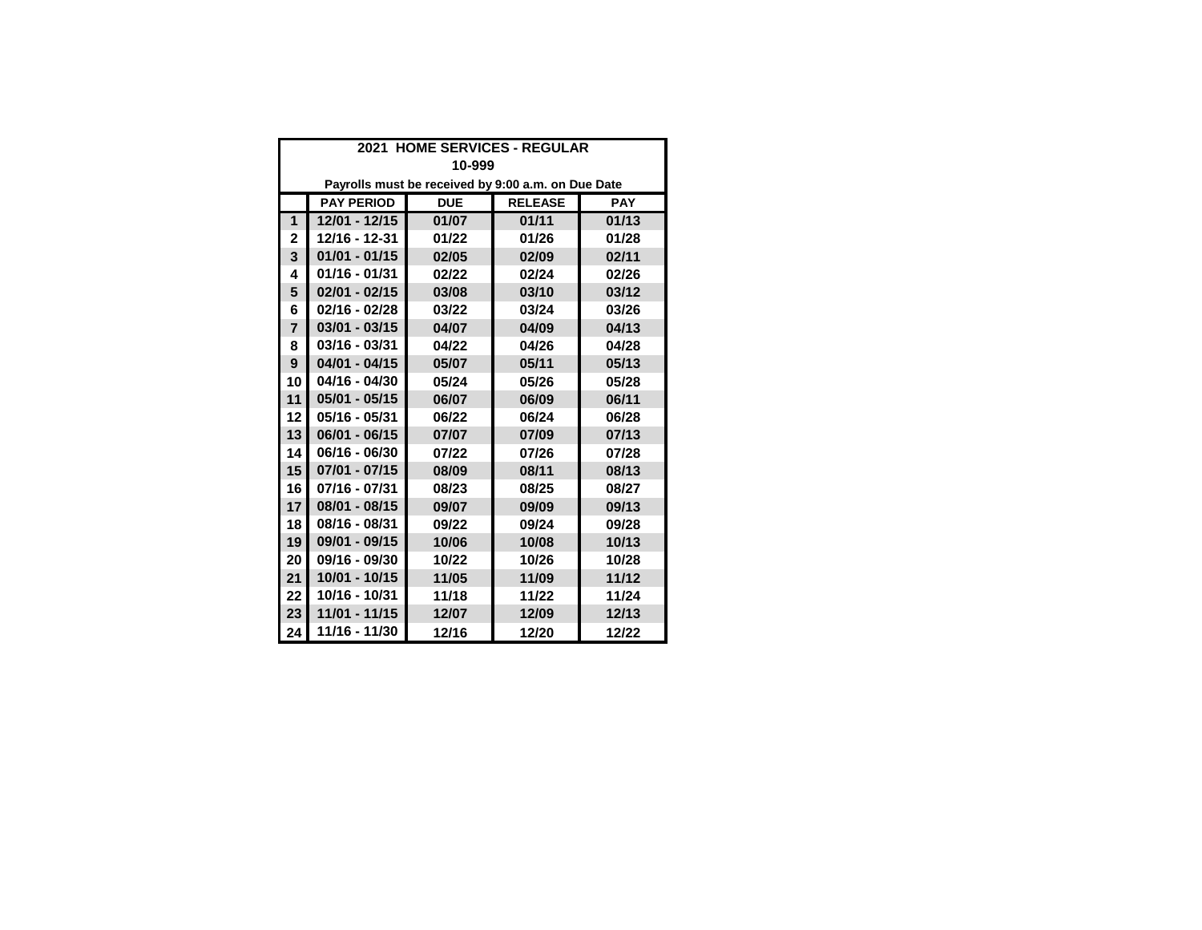| 2021 HOME SERVICES - REGULAR | | | | |
|---|---|---|---|---|
| 10-999 | | | | |
| Payrolls must be received by 9:00 a.m. on Due Date | | | | |
| | PAY PERIOD | DUE | RELEASE | PAY |
| 1 | 12/01 - 12/15 | 01/07 | 01/11 | 01/13 |
| 2 | 12/16 - 12-31 | 01/22 | 01/26 | 01/28 |
| 3 | 01/01 - 01/15 | 02/05 | 02/09 | 02/11 |
| 4 | 01/16 - 01/31 | 02/22 | 02/24 | 02/26 |
| 5 | 02/01 - 02/15 | 03/08 | 03/10 | 03/12 |
| 6 | 02/16 - 02/28 | 03/22 | 03/24 | 03/26 |
| 7 | 03/01 - 03/15 | 04/07 | 04/09 | 04/13 |
| 8 | 03/16 - 03/31 | 04/22 | 04/26 | 04/28 |
| 9 | 04/01 - 04/15 | 05/07 | 05/11 | 05/13 |
| 10 | 04/16 - 04/30 | 05/24 | 05/26 | 05/28 |
| 11 | 05/01 - 05/15 | 06/07 | 06/09 | 06/11 |
| 12 | 05/16 - 05/31 | 06/22 | 06/24 | 06/28 |
| 13 | 06/01 - 06/15 | 07/07 | 07/09 | 07/13 |
| 14 | 06/16 - 06/30 | 07/22 | 07/26 | 07/28 |
| 15 | 07/01 - 07/15 | 08/09 | 08/11 | 08/13 |
| 16 | 07/16 - 07/31 | 08/23 | 08/25 | 08/27 |
| 17 | 08/01 - 08/15 | 09/07 | 09/09 | 09/13 |
| 18 | 08/16 - 08/31 | 09/22 | 09/24 | 09/28 |
| 19 | 09/01 - 09/15 | 10/06 | 10/08 | 10/13 |
| 20 | 09/16 - 09/30 | 10/22 | 10/26 | 10/28 |
| 21 | 10/01 - 10/15 | 11/05 | 11/09 | 11/12 |
| 22 | 10/16 - 10/31 | 11/18 | 11/22 | 11/24 |
| 23 | 11/01 - 11/15 | 12/07 | 12/09 | 12/13 |
| 24 | 11/16 - 11/30 | 12/16 | 12/20 | 12/22 |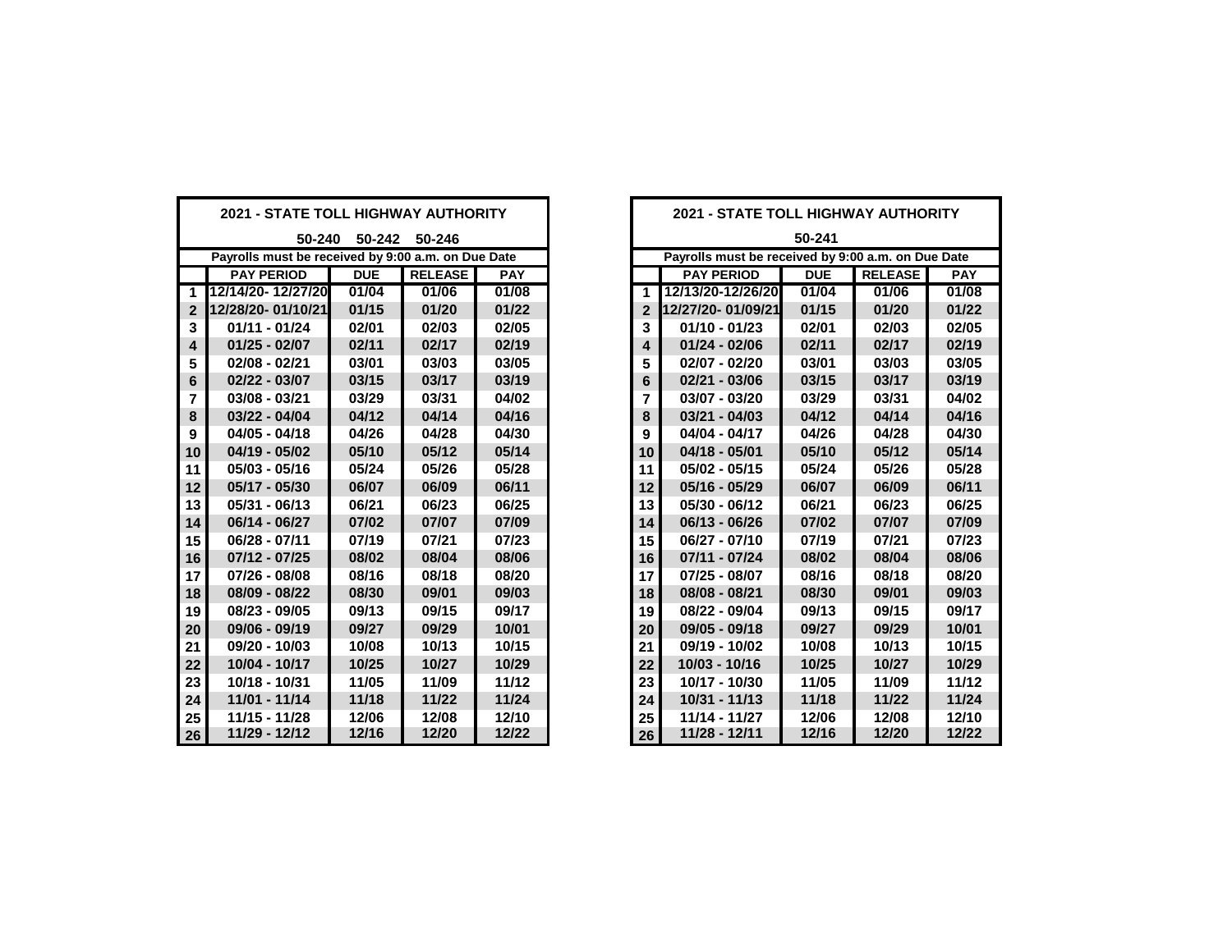## 2021 - STATE TOLL HIGHWAY AUTHORITY

**50-240 50-242 50-246**

Payrolls must be received by 9:00 a.m. on Due Date

| | PAY PERIOD | DUE | RELEASE | PAY |
|---|---|---|---|---|
| 1 | 12/14/20- 12/27/20 | 01/04 | 01/06 | 01/08 |
| 2 | 12/28/20- 01/10/21 | 01/15 | 01/20 | 01/22 |
| 3 | 01/11 - 01/24 | 02/01 | 02/03 | 02/05 |
| 4 | 01/25 - 02/07 | 02/11 | 02/17 | 02/19 |
| 5 | 02/08 - 02/21 | 03/01 | 03/03 | 03/05 |
| 6 | 02/22 - 03/07 | 03/15 | 03/17 | 03/19 |
| 7 | 03/08 - 03/21 | 03/29 | 03/31 | 04/02 |
| 8 | 03/22 - 04/04 | 04/12 | 04/14 | 04/16 |
| 9 | 04/05 - 04/18 | 04/26 | 04/28 | 04/30 |
| 10 | 04/19 - 05/02 | 05/10 | 05/12 | 05/14 |
| 11 | 05/03 - 05/16 | 05/24 | 05/26 | 05/28 |
| 12 | 05/17 - 05/30 | 06/07 | 06/09 | 06/11 |
| 13 | 05/31 - 06/13 | 06/21 | 06/23 | 06/25 |
| 14 | 06/14 - 06/27 | 07/02 | 07/07 | 07/09 |
| 15 | 06/28 - 07/11 | 07/19 | 07/21 | 07/23 |
| 16 | 07/12 - 07/25 | 08/02 | 08/04 | 08/06 |
| 17 | 07/26 - 08/08 | 08/16 | 08/18 | 08/20 |
| 18 | 08/09 - 08/22 | 08/30 | 09/01 | 09/03 |
| 19 | 08/23 - 09/05 | 09/13 | 09/15 | 09/17 |
| 20 | 09/06 - 09/19 | 09/27 | 09/29 | 10/01 |
| 21 | 09/20 - 10/03 | 10/08 | 10/13 | 10/15 |
| 22 | 10/04 - 10/17 | 10/25 | 10/27 | 10/29 |
| 23 | 10/18 - 10/31 | 11/05 | 11/09 | 11/12 |
| 24 | 11/01 - 11/14 | 11/18 | 11/22 | 11/24 |
| 25 | 11/15 - 11/28 | 12/06 | 12/08 | 12/10 |
| 26 | 11/29 - 12/12 | 12/16 | 12/20 | 12/22 |

## 2021 - STATE TOLL HIGHWAY AUTHORITY

**50-241**

Payrolls must be received by 9:00 a.m. on Due Date

| | PAY PERIOD | DUE | RELEASE | PAY |
|---|---|---|---|---|
| 1 | 12/13/20-12/26/20 | 01/04 | 01/06 | 01/08 |
| 2 | 12/27/20- 01/09/21 | 01/15 | 01/20 | 01/22 |
| 3 | 01/10 - 01/23 | 02/01 | 02/03 | 02/05 |
| 4 | 01/24 - 02/06 | 02/11 | 02/17 | 02/19 |
| 5 | 02/07 - 02/20 | 03/01 | 03/03 | 03/05 |
| 6 | 02/21 - 03/06 | 03/15 | 03/17 | 03/19 |
| 7 | 03/07 - 03/20 | 03/29 | 03/31 | 04/02 |
| 8 | 03/21 - 04/03 | 04/12 | 04/14 | 04/16 |
| 9 | 04/04 - 04/17 | 04/26 | 04/28 | 04/30 |
| 10 | 04/18 - 05/01 | 05/10 | 05/12 | 05/14 |
| 11 | 05/02 - 05/15 | 05/24 | 05/26 | 05/28 |
| 12 | 05/16 - 05/29 | 06/07 | 06/09 | 06/11 |
| 13 | 05/30 - 06/12 | 06/21 | 06/23 | 06/25 |
| 14 | 06/13 - 06/26 | 07/02 | 07/07 | 07/09 |
| 15 | 06/27 - 07/10 | 07/19 | 07/21 | 07/23 |
| 16 | 07/11 - 07/24 | 08/02 | 08/04 | 08/06 |
| 17 | 07/25 - 08/07 | 08/16 | 08/18 | 08/20 |
| 18 | 08/08 - 08/21 | 08/30 | 09/01 | 09/03 |
| 19 | 08/22 - 09/04 | 09/13 | 09/15 | 09/17 |
| 20 | 09/05 - 09/18 | 09/27 | 09/29 | 10/01 |
| 21 | 09/19 - 10/02 | 10/08 | 10/13 | 10/15 |
| 22 | 10/03 - 10/16 | 10/25 | 10/27 | 10/29 |
| 23 | 10/17 - 10/30 | 11/05 | 11/09 | 11/12 |
| 24 | 10/31 - 11/13 | 11/18 | 11/22 | 11/24 |
| 25 | 11/14 - 11/27 | 12/06 | 12/08 | 12/10 |
| 26 | 11/28 - 12/11 | 12/16 | 12/20 | 12/22 |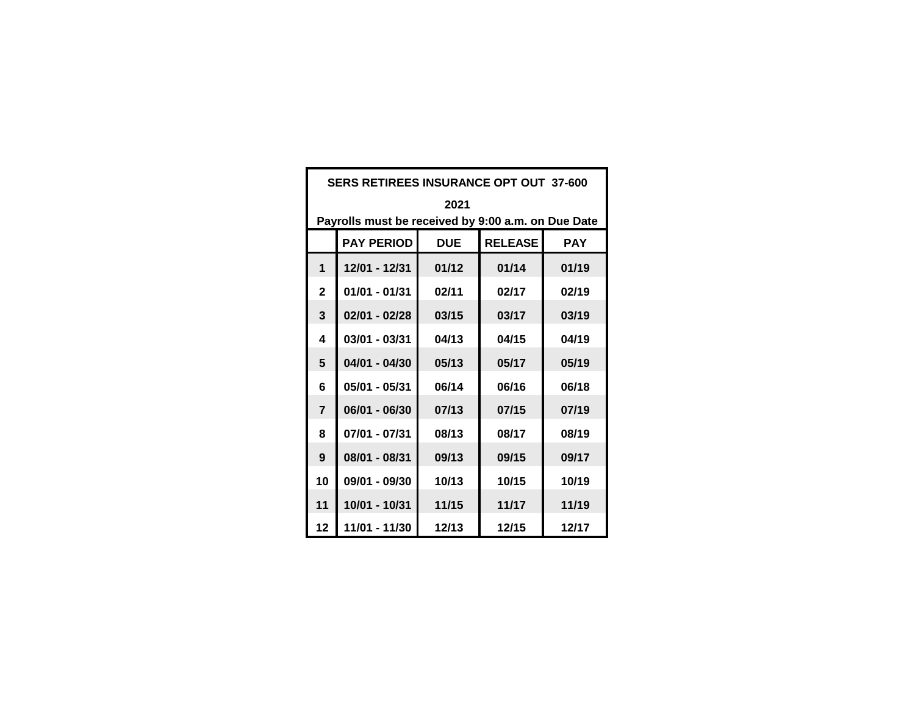**SERS RETIREES INSURANCE OPT OUT 37-600**

**2021**

**Payrolls must be received by 9:00 a.m. on Due Date**

| | PAY PERIOD | DUE | RELEASE | PAY |
|---|---|---|---|---|
| 1 | 12/01 - 12/31 | 01/12 | 01/14 | 01/19 |
| 2 | 01/01 - 01/31 | 02/11 | 02/17 | 02/19 |
| 3 | 02/01 - 02/28 | 03/15 | 03/17 | 03/19 |
| 4 | 03/01 - 03/31 | 04/13 | 04/15 | 04/19 |
| 5 | 04/01 - 04/30 | 05/13 | 05/17 | 05/19 |
| 6 | 05/01 - 05/31 | 06/14 | 06/16 | 06/18 |
| 7 | 06/01 - 06/30 | 07/13 | 07/15 | 07/19 |
| 8 | 07/01 - 07/31 | 08/13 | 08/17 | 08/19 |
| 9 | 08/01 - 08/31 | 09/13 | 09/15 | 09/17 |
| 10 | 09/01 - 09/30 | 10/13 | 10/15 | 10/19 |
| 11 | 10/01 - 10/31 | 11/15 | 11/17 | 11/19 |
| 12 | 11/01 - 11/30 | 12/13 | 12/15 | 12/17 |